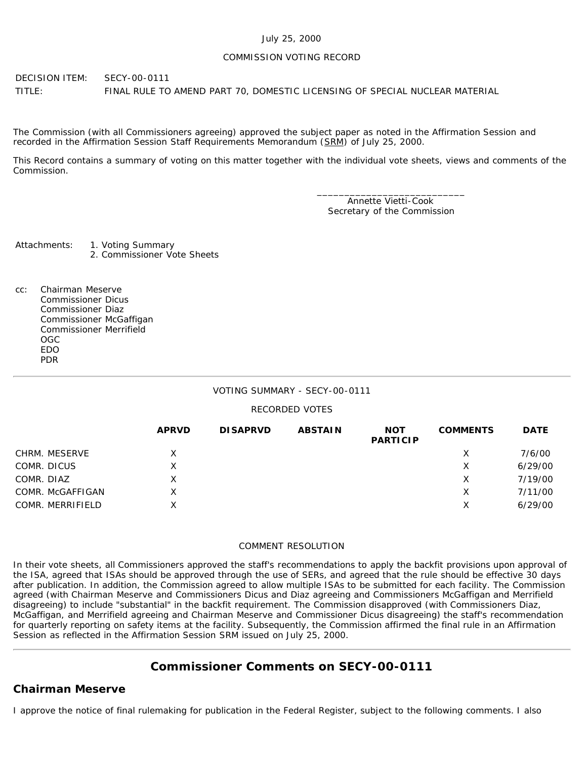July 25, 2000

COMMISSION VOTING RECORD

DECISION ITEM: SECY-00-0111

TITLE: FINAL RULE TO AMEND PART 70, DOMESTIC LICENSING OF SPECIAL NUCLEAR MATERIAL

The Commission (with all Commissioners agreeing) approved the subject paper as noted in the Affirmation Session and recorded in the Affirmation Session Staff Requirements Memorandum (SRM) of July 25, 2000.

This Record contains a summary of voting on this matter together with the individual vote sheets, views and comments of the Commission.

\_\_\_\_\_\_\_\_\_\_\_\_\_\_\_\_\_\_\_\_\_\_\_\_\_\_\_\_
Annette Vietti-Cook
Secretary of the Commission

Attachments:
1. Voting Summary
2. Commissioner Vote Sheets

cc:
Chairman Meserve
Commissioner Dicus
Commissioner Diaz
Commissioner McGaffigan
Commissioner Merrifield
OGC
EDO
PDR

---

VOTING SUMMARY - SECY-00-0111

RECORDED VOTES

| | APRVD | DISAPRVD | ABSTAIN | NOT PARTICIP | COMMENTS | DATE |
|---|---|---|---|---|---|---|
| CHRM. MESERVE | X | | | | X | 7/6/00 |
| COMR. DICUS | X | | | | X | 6/29/00 |
| COMR. DIAZ | X | | | | X | 7/19/00 |
| COMR. McGAFFIGAN | X | | | | X | 7/11/00 |
| COMR. MERRIFIELD | X | | | | X | 6/29/00 |

COMMENT RESOLUTION

In their vote sheets, all Commissioners approved the staff's recommendations to apply the backfit provisions upon approval of the ISA, agreed that ISAs should be approved through the use of SERs, and agreed that the rule should be effective 30 days after publication. In addition, the Commission agreed to allow multiple ISAs to be submitted for each facility. The Commission agreed (with Chairman Meserve and Commissioners Dicus and Diaz agreeing and Commissioners McGaffigan and Merrifield disagreeing) to include "substantial" in the backfit requirement. The Commission disapproved (with Commissioners Diaz, McGaffigan, and Merrifield agreeing and Chairman Meserve and Commissioner Dicus disagreeing) the staff's recommendation for quarterly reporting on safety items at the facility. Subsequently, the Commission affirmed the final rule in an Affirmation Session as reflected in the Affirmation Session SRM issued on July 25, 2000.

---

## Commissioner Comments on SECY-00-0111

### Chairman Meserve

I approve the notice of final rulemaking for publication in the Federal Register, subject to the following comments. I also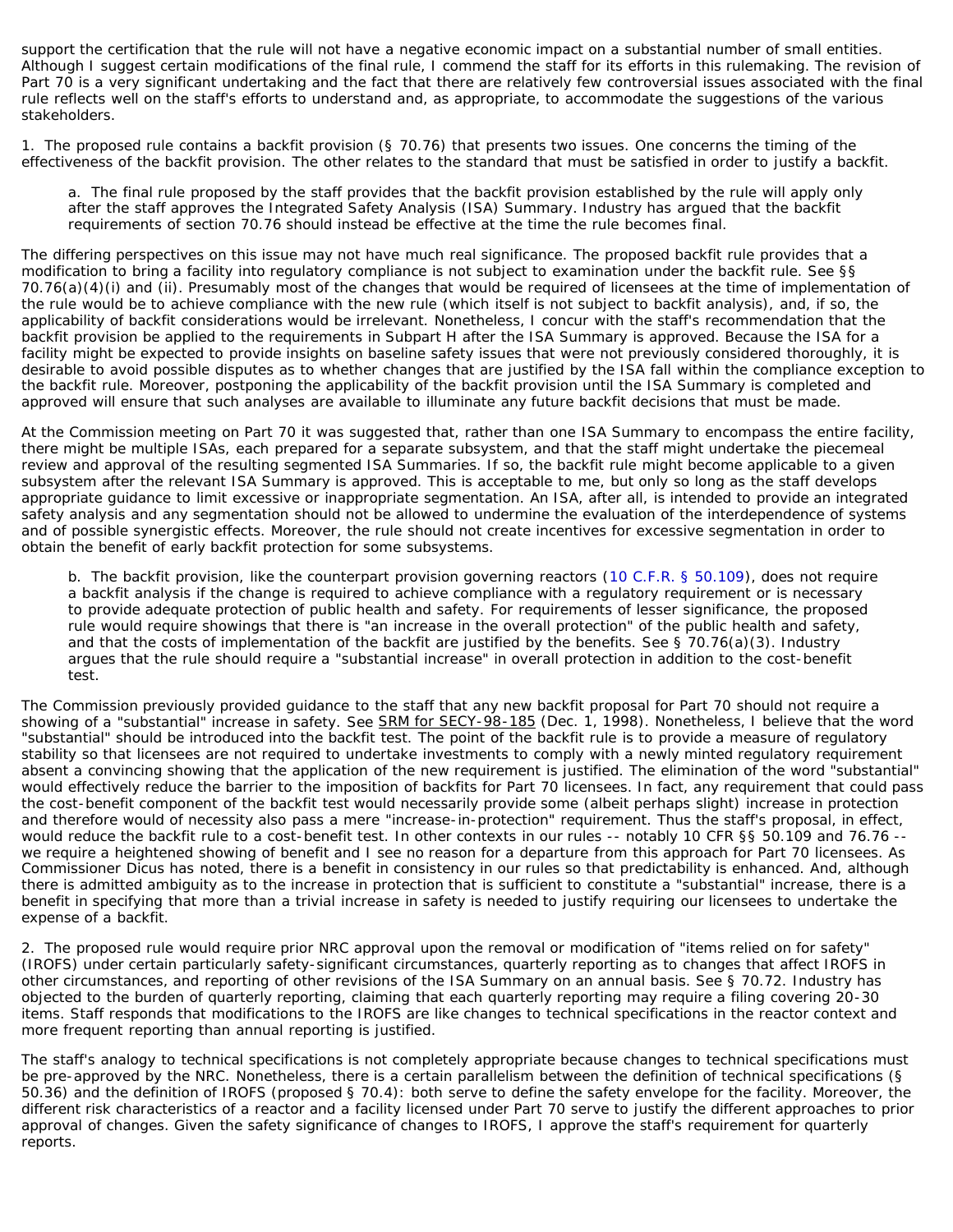support the certification that the rule will not have a negative economic impact on a substantial number of small entities. Although I suggest certain modifications of the final rule, I commend the staff for its efforts in this rulemaking. The revision of Part 70 is a very significant undertaking and the fact that there are relatively few controversial issues associated with the final rule reflects well on the staff's efforts to understand and, as appropriate, to accommodate the suggestions of the various stakeholders.

1. The proposed rule contains a backfit provision (§ 70.76) that presents two issues. One concerns the timing of the effectiveness of the backfit provision. The other relates to the standard that must be satisfied in order to justify a backfit.

> a. The final rule proposed by the staff provides that the backfit provision established by the rule will apply only after the staff approves the Integrated Safety Analysis (ISA) Summary. Industry has argued that the backfit requirements of section 70.76 should instead be effective at the time the rule becomes final.

The differing perspectives on this issue may not have much real significance. The proposed backfit rule provides that a modification to bring a facility into regulatory compliance is not subject to examination under the backfit rule. See §§ 70.76(a)(4)(i) and (ii). Presumably most of the changes that would be required of licensees at the time of implementation of the rule would be to achieve compliance with the new rule (which itself is not subject to backfit analysis), and, if so, the applicability of backfit considerations would be irrelevant. Nonetheless, I concur with the staff's recommendation that the backfit provision be applied to the requirements in Subpart H after the ISA Summary is approved. Because the ISA for a facility might be expected to provide insights on baseline safety issues that were not previously considered thoroughly, it is desirable to avoid possible disputes as to whether changes that are justified by the ISA fall within the compliance exception to the backfit rule. Moreover, postponing the applicability of the backfit provision until the ISA Summary is completed and approved will ensure that such analyses are available to illuminate any future backfit decisions that must be made.

At the Commission meeting on Part 70 it was suggested that, rather than one ISA Summary to encompass the entire facility, there might be multiple ISAs, each prepared for a separate subsystem, and that the staff might undertake the piecemeal review and approval of the resulting segmented ISA Summaries. If so, the backfit rule might become applicable to a given subsystem after the relevant ISA Summary is approved. This is acceptable to me, but only so long as the staff develops appropriate guidance to limit excessive or inappropriate segmentation. An ISA, after all, is intended to provide an integrated safety analysis and any segmentation should not be allowed to undermine the evaluation of the interdependence of systems and of possible synergistic effects. Moreover, the rule should not create incentives for excessive segmentation in order to obtain the benefit of early backfit protection for some subsystems.

> b. The backfit provision, like the counterpart provision governing reactors (10 C.F.R. § 50.109), does not require a backfit analysis if the change is required to achieve compliance with a regulatory requirement or is necessary to provide adequate protection of public health and safety. For requirements of lesser significance, the proposed rule would require showings that there is "an increase in the overall protection" of the public health and safety, and that the costs of implementation of the backfit are justified by the benefits. See § 70.76(a)(3). Industry argues that the rule should require a "substantial increase" in overall protection in addition to the cost-benefit test.

The Commission previously provided guidance to the staff that any new backfit proposal for Part 70 should not require a showing of a "substantial" increase in safety. See SRM for SECY-98-185 (Dec. 1, 1998). Nonetheless, I believe that the word "substantial" should be introduced into the backfit test. The point of the backfit rule is to provide a measure of regulatory stability so that licensees are not required to undertake investments to comply with a newly minted regulatory requirement absent a convincing showing that the application of the new requirement is justified. The elimination of the word "substantial" would effectively reduce the barrier to the imposition of backfits for Part 70 licensees. In fact, any requirement that could pass the cost-benefit component of the backfit test would necessarily provide some (albeit perhaps slight) increase in protection and therefore would of necessity also pass a mere "increase-in-protection" requirement. Thus the staff's proposal, in effect, would reduce the backfit rule to a cost-benefit test. In other contexts in our rules -- notably 10 CFR §§ 50.109 and 76.76 -- we require a heightened showing of benefit and I see no reason for a departure from this approach for Part 70 licensees. As Commissioner Dicus has noted, there is a benefit in consistency in our rules so that predictability is enhanced. And, although there is admitted ambiguity as to the increase in protection that is sufficient to constitute a "substantial" increase, there is a benefit in specifying that more than a trivial increase in safety is needed to justify requiring our licensees to undertake the expense of a backfit.

2. The proposed rule would require prior NRC approval upon the removal or modification of "items relied on for safety" (IROFS) under certain particularly safety-significant circumstances, quarterly reporting as to changes that affect IROFS in other circumstances, and reporting of other revisions of the ISA Summary on an annual basis. See § 70.72. Industry has objected to the burden of quarterly reporting, claiming that each quarterly reporting may require a filing covering 20-30 items. Staff responds that modifications to the IROFS are like changes to technical specifications in the reactor context and more frequent reporting than annual reporting is justified.

The staff's analogy to technical specifications is not completely appropriate because changes to technical specifications must be pre-approved by the NRC. Nonetheless, there is a certain parallelism between the definition of technical specifications (§ 50.36) and the definition of IROFS (proposed § 70.4): both serve to define the safety envelope for the facility. Moreover, the different risk characteristics of a reactor and a facility licensed under Part 70 serve to justify the different approaches to prior approval of changes. Given the safety significance of changes to IROFS, I approve the staff's requirement for quarterly reports.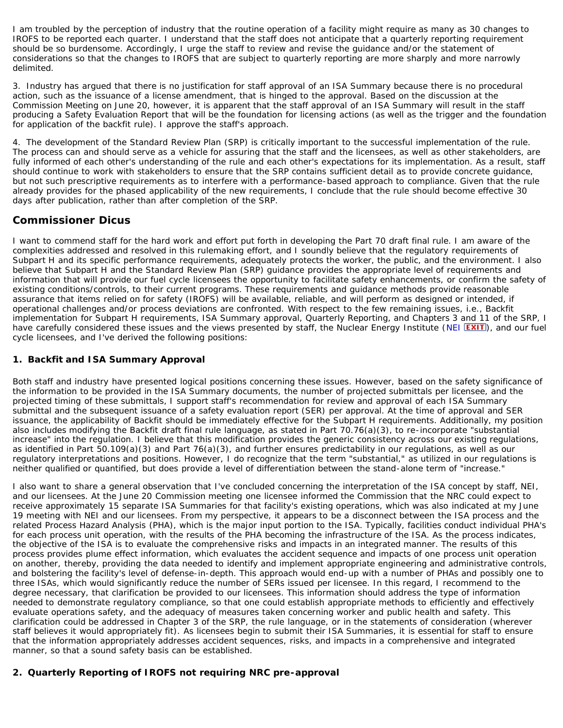I am troubled by the perception of industry that the routine operation of a facility might require as many as 30 changes to IROFS to be reported each quarter. I understand that the staff does not anticipate that a quarterly reporting requirement should be so burdensome. Accordingly, I urge the staff to review and revise the guidance and/or the statement of considerations so that the changes to IROFS that are subject to quarterly reporting are more sharply and more narrowly delimited.

3. Industry has argued that there is no justification for staff approval of an ISA Summary because there is no procedural action, such as the issuance of a license amendment, that is hinged to the approval. Based on the discussion at the Commission Meeting on June 20, however, it is apparent that the staff approval of an ISA Summary will result in the staff producing a Safety Evaluation Report that will be the foundation for licensing actions (as well as the trigger and the foundation for application of the backfit rule). I approve the staff's approach.

4. The development of the Standard Review Plan (SRP) is critically important to the successful implementation of the rule. The process can and should serve as a vehicle for assuring that the staff and the licensees, as well as other stakeholders, are fully informed of each other's understanding of the rule and each other's expectations for its implementation. As a result, staff should continue to work with stakeholders to ensure that the SRP contains sufficient detail as to provide concrete guidance, but not such prescriptive requirements as to interfere with a performance-based approach to compliance. Given that the rule already provides for the phased applicability of the new requirements, I conclude that the rule should become effective 30 days after publication, rather than after completion of the SRP.

## Commissioner Dicus

I want to commend staff for the hard work and effort put forth in developing the Part 70 draft final rule. I am aware of the complexities addressed and resolved in this rulemaking effort, and I soundly believe that the regulatory requirements of Subpart H and its specific performance requirements, adequately protects the worker, the public, and the environment. I also believe that Subpart H and the Standard Review Plan (SRP) guidance provides the appropriate level of requirements and information that will provide our fuel cycle licensees the opportunity to facilitate safety enhancements, or confirm the safety of existing conditions/controls, to their current programs. These requirements and guidance methods provide reasonable assurance that items relied on for safety (IROFS) will be available, reliable, and will perform as designed or intended, if operational challenges and/or process deviations are confronted. With respect to the few remaining issues, i.e., Backfit implementation for Subpart H requirements, ISA Summary approval, Quarterly Reporting, and Chapters 3 and 11 of the SRP, I have carefully considered these issues and the views presented by staff, the Nuclear Energy Institute (NEI EXIT), and our fuel cycle licensees, and I've derived the following positions:

### 1. Backfit and ISA Summary Approval

Both staff and industry have presented logical positions concerning these issues. However, based on the safety significance of the information to be provided in the ISA Summary documents, the number of projected submittals per licensee, and the projected timing of these submittals, I support staff's recommendation for review and approval of each ISA Summary submittal and the subsequent issuance of a safety evaluation report (SER) per approval. At the time of approval and SER issuance, the applicability of Backfit should be immediately effective for the Subpart H requirements. Additionally, my position also includes modifying the Backfit draft final rule language, as stated in Part 70.76(a)(3), to re-incorporate "substantial increase" into the regulation. I believe that this modification provides the generic consistency across our existing regulations, as identified in Part 50.109(a)(3) and Part 76(a)(3), and further ensures predictability in our regulations, as well as our regulatory interpretations and positions. However, I do recognize that the term "substantial," as utilized in our regulations is neither qualified or quantified, but does provide a level of differentiation between the stand-alone term of "increase."

I also want to share a general observation that I've concluded concerning the interpretation of the ISA concept by staff, NEI, and our licensees. At the June 20 Commission meeting one licensee informed the Commission that the NRC could expect to receive approximately 15 separate ISA Summaries for that facility's existing operations, which was also indicated at my June 19 meeting with NEI and our licensees. From my perspective, it appears to be a disconnect between the ISA process and the related Process Hazard Analysis (PHA), which is the major input portion to the ISA. Typically, facilities conduct individual PHA's for each process unit operation, with the results of the PHA becoming the infrastructure of the ISA. As the process indicates, the objective of the ISA is to evaluate the comprehensive risks and impacts in an integrated manner. The results of this process provides plume effect information, which evaluates the accident sequence and impacts of one process unit operation on another, thereby, providing the data needed to identify and implement appropriate engineering and administrative controls, and bolstering the facility's level of defense-in-depth. This approach would end-up with a number of PHAs and possibly one to three ISAs, which would significantly reduce the number of SERs issued per licensee. In this regard, I recommend to the degree necessary, that clarification be provided to our licensees. This information should address the type of information needed to demonstrate regulatory compliance, so that one could establish appropriate methods to efficiently and effectively evaluate operations safety, and the adequacy of measures taken concerning worker and public health and safety. This clarification could be addressed in Chapter 3 of the SRP, the rule language, or in the statements of consideration (wherever staff believes it would appropriately fit). As licensees begin to submit their ISA Summaries, it is essential for staff to ensure that the information appropriately addresses accident sequences, risks, and impacts in a comprehensive and integrated manner, so that a sound safety basis can be established.

### 2. Quarterly Reporting of IROFS not requiring NRC pre-approval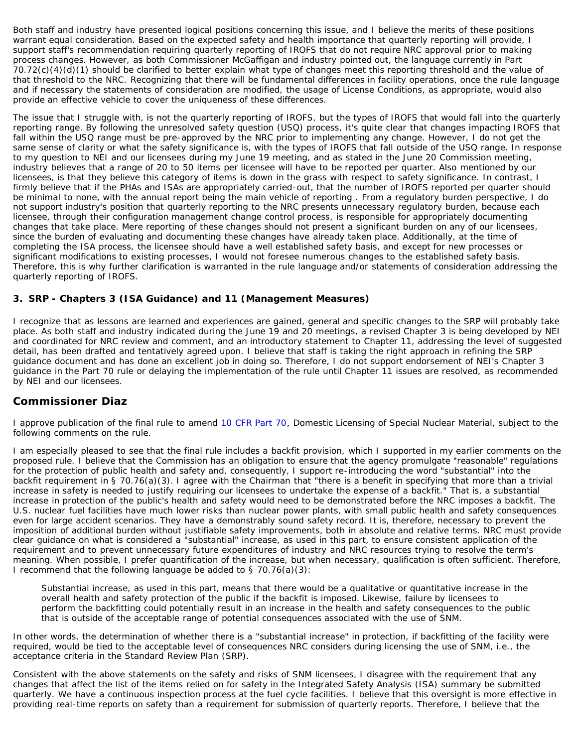Both staff and industry have presented logical positions concerning this issue, and I believe the merits of these positions warrant equal consideration. Based on the expected safety and health importance that quarterly reporting will provide, I support staff's recommendation requiring quarterly reporting of IROFS that do not require NRC approval prior to making process changes. However, as both Commissioner McGaffigan and industry pointed out, the language currently in Part 70.72(c)(4)(d)(1) should be clarified to better explain what type of changes meet this reporting threshold and the value of that threshold to the NRC. Recognizing that there will be fundamental differences in facility operations, once the rule language and if necessary the statements of consideration are modified, the usage of License Conditions, as appropriate, would also provide an effective vehicle to cover the uniqueness of these differences.

The issue that I struggle with, is not the quarterly reporting of IROFS, but the types of IROFS that would fall into the quarterly reporting range. By following the unresolved safety question (USQ) process, it's quite clear that changes impacting IROFS that fall within the USQ range must be pre-approved by the NRC prior to implementing any change. However, I do not get the same sense of clarity or what the safety significance is, with the types of IROFS that fall outside of the USQ range. In response to my question to NEI and our licensees during my June 19 meeting, and as stated in the June 20 Commission meeting, industry believes that a range of 20 to 50 items per licensee will have to be reported per quarter. Also mentioned by our licensees, is that they believe this category of items is down in the grass with respect to safety significance. In contrast, I firmly believe that if the PHAs and ISAs are appropriately carried-out, that the number of IROFS reported per quarter should be minimal to none, with the annual report being the main vehicle of reporting . From a regulatory burden perspective, I do not support industry's position that quarterly reporting to the NRC presents unnecessary regulatory burden, because each licensee, through their configuration management change control process, is responsible for appropriately documenting changes that take place. Mere reporting of these changes should not present a significant burden on any of our licensees, since the burden of evaluating and documenting these changes have already taken place. Additionally, at the time of completing the ISA process, the licensee should have a well established safety basis, and except for new processes or significant modifications to existing processes, I would not foresee numerous changes to the established safety basis. Therefore, this is why further clarification is warranted in the rule language and/or statements of consideration addressing the quarterly reporting of IROFS.

### 3. SRP - Chapters 3 (ISA Guidance) and 11 (Management Measures)

I recognize that as lessons are learned and experiences are gained, general and specific changes to the SRP will probably take place. As both staff and industry indicated during the June 19 and 20 meetings, a revised Chapter 3 is being developed by NEI and coordinated for NRC review and comment, and an introductory statement to Chapter 11, addressing the level of suggested detail, has been drafted and tentatively agreed upon. I believe that staff is taking the right approach in refining the SRP guidance document and has done an excellent job in doing so. Therefore, I do not support endorsement of NEI's Chapter 3 guidance in the Part 70 rule or delaying the implementation of the rule until Chapter 11 issues are resolved, as recommended by NEI and our licensees.

## Commissioner Diaz

I approve publication of the final rule to amend 10 CFR Part 70, Domestic Licensing of Special Nuclear Material, subject to the following comments on the rule.

I am especially pleased to see that the final rule includes a backfit provision, which I supported in my earlier comments on the proposed rule. I believe that the Commission has an obligation to ensure that the agency promulgate "reasonable" regulations for the protection of public health and safety and, consequently, I support re-introducing the word "substantial" into the backfit requirement in § 70.76(a)(3). I agree with the Chairman that "there is a benefit in specifying that more than a trivial increase in safety is needed to justify requiring our licensees to undertake the expense of a backfit." That is, a substantial increase in protection of the public's health and safety would need to be demonstrated before the NRC imposes a backfit. The U.S. nuclear fuel facilities have much lower risks than nuclear power plants, with small public health and safety consequences even for large accident scenarios. They have a demonstrably sound safety record. It is, therefore, necessary to prevent the imposition of additional burden without justifiable safety improvements, both in absolute and relative terms. NRC must provide clear guidance on what is considered a "substantial" increase, as used in this part, to ensure consistent application of the requirement and to prevent unnecessary future expenditures of industry and NRC resources trying to resolve the term's meaning. When possible, I prefer quantification of the increase, but when necessary, qualification is often sufficient. Therefore, I recommend that the following language be added to § 70.76(a)(3):

> Substantial increase, as used in this part, means that there would be a qualitative or quantitative increase in the overall health and safety protection of the public if the backfit is imposed. Likewise, failure by licensees to perform the backfitting could potentially result in an increase in the health and safety consequences to the public that is outside of the acceptable range of potential consequences associated with the use of SNM.

In other words, the determination of whether there is a "substantial increase" in protection, if backfitting of the facility were required, would be tied to the acceptable level of consequences NRC considers during licensing the use of SNM, i.e., the acceptance criteria in the Standard Review Plan (SRP).

Consistent with the above statements on the safety and risks of SNM licensees, I disagree with the requirement that any changes that affect the list of the items relied on for safety in the Integrated Safety Analysis (ISA) summary be submitted quarterly. We have a continuous inspection process at the fuel cycle facilities. I believe that this oversight is more effective in providing real-time reports on safety than a requirement for submission of quarterly reports. Therefore, I believe that the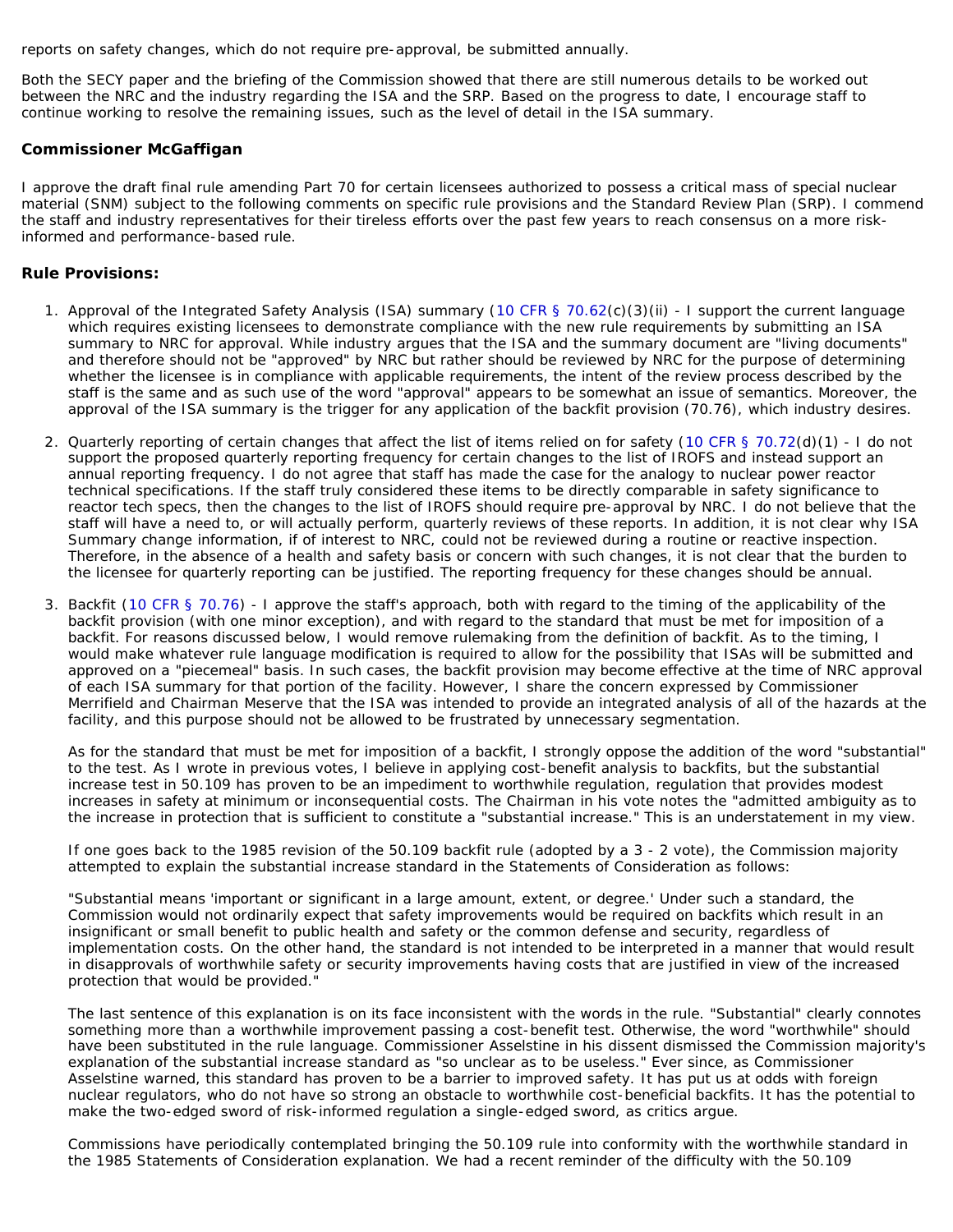reports on safety changes, which do not require pre-approval, be submitted annually.

Both the SECY paper and the briefing of the Commission showed that there are still numerous details to be worked out between the NRC and the industry regarding the ISA and the SRP. Based on the progress to date, I encourage staff to continue working to resolve the remaining issues, such as the level of detail in the ISA summary.

### Commissioner McGaffigan

I approve the draft final rule amending Part 70 for certain licensees authorized to possess a critical mass of special nuclear material (SNM) subject to the following comments on specific rule provisions and the Standard Review Plan (SRP). I commend the staff and industry representatives for their tireless efforts over the past few years to reach consensus on a more risk-informed and performance-based rule.

### Rule Provisions:

1. Approval of the Integrated Safety Analysis (ISA) summary (10 CFR § 70.62(c)(3)(ii) - I support the current language which requires existing licensees to demonstrate compliance with the new rule requirements by submitting an ISA summary to NRC for approval. While industry argues that the ISA and the summary document are "living documents" and therefore should not be "approved" by NRC but rather should be reviewed by NRC for the purpose of determining whether the licensee is in compliance with applicable requirements, the intent of the review process described by the staff is the same and as such use of the word "approval" appears to be somewhat an issue of semantics. Moreover, the approval of the ISA summary is the trigger for any application of the backfit provision (70.76), which industry desires.

2. Quarterly reporting of certain changes that affect the list of items relied on for safety (10 CFR § 70.72(d)(1) - I do not support the proposed quarterly reporting frequency for certain changes to the list of IROFS and instead support an annual reporting frequency. I do not agree that staff has made the case for the analogy to nuclear power reactor technical specifications. If the staff truly considered these items to be directly comparable in safety significance to reactor tech specs, then the changes to the list of IROFS should require pre-approval by NRC. I do not believe that the staff will have a need to, or will actually perform, quarterly reviews of these reports. In addition, it is not clear why ISA Summary change information, if of interest to NRC, could not be reviewed during a routine or reactive inspection. Therefore, in the absence of a health and safety basis or concern with such changes, it is not clear that the burden to the licensee for quarterly reporting can be justified. The reporting frequency for these changes should be annual.

3. Backfit (10 CFR § 70.76) - I approve the staff's approach, both with regard to the timing of the applicability of the backfit provision (with one minor exception), and with regard to the standard that must be met for imposition of a backfit. For reasons discussed below, I would remove rulemaking from the definition of backfit. As to the timing, I would make whatever rule language modification is required to allow for the possibility that ISAs will be submitted and approved on a "piecemeal" basis. In such cases, the backfit provision may become effective at the time of NRC approval of each ISA summary for that portion of the facility. However, I share the concern expressed by Commissioner Merrifield and Chairman Meserve that the ISA was intended to provide an integrated analysis of all of the hazards at the facility, and this purpose should not be allowed to be frustrated by unnecessary segmentation.

   As for the standard that must be met for imposition of a backfit, I strongly oppose the addition of the word "substantial" to the test. As I wrote in previous votes, I believe in applying cost-benefit analysis to backfits, but the substantial increase test in 50.109 has proven to be an impediment to worthwhile regulation, regulation that provides modest increases in safety at minimum or inconsequential costs. The Chairman in his vote notes the "admitted ambiguity as to the increase in protection that is sufficient to constitute a "substantial increase." This is an understatement in my view.

   If one goes back to the 1985 revision of the 50.109 backfit rule (adopted by a 3 - 2 vote), the Commission majority attempted to explain the substantial increase standard in the Statements of Consideration as follows:

   "Substantial means 'important or significant in a large amount, extent, or degree.' Under such a standard, the Commission would not ordinarily expect that safety improvements would be required on backfits which result in an insignificant or small benefit to public health and safety or the common defense and security, regardless of implementation costs. On the other hand, the standard is not intended to be interpreted in a manner that would result in disapprovals of worthwhile safety or security improvements having costs that are justified in view of the increased protection that would be provided."

   The last sentence of this explanation is on its face inconsistent with the words in the rule. "Substantial" clearly connotes something more than a worthwhile improvement passing a cost-benefit test. Otherwise, the word "worthwhile" should have been substituted in the rule language. Commissioner Asselstine in his dissent dismissed the Commission majority's explanation of the substantial increase standard as "so unclear as to be useless." Ever since, as Commissioner Asselstine warned, this standard has proven to be a barrier to improved safety. It has put us at odds with foreign nuclear regulators, who do not have so strong an obstacle to worthwhile cost-beneficial backfits. It has the potential to make the two-edged sword of risk-informed regulation a single-edged sword, as critics argue.

   Commissions have periodically contemplated bringing the 50.109 rule into conformity with the worthwhile standard in the 1985 Statements of Consideration explanation. We had a recent reminder of the difficulty with the 50.109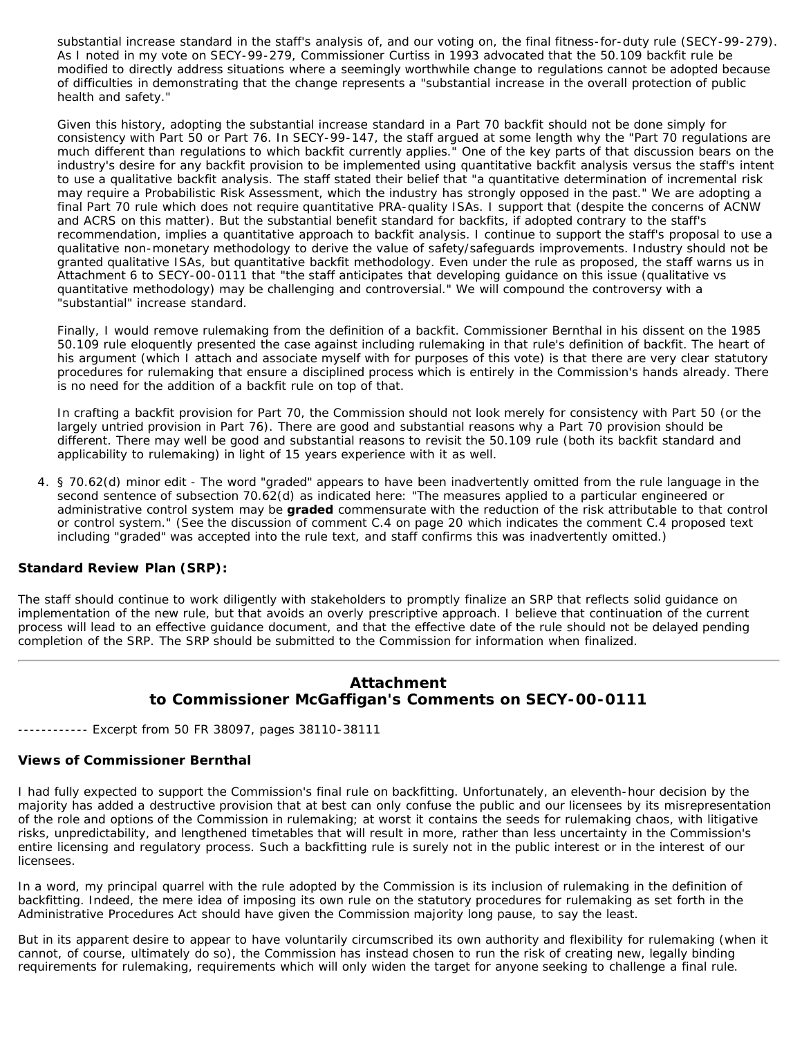substantial increase standard in the staff's analysis of, and our voting on, the final fitness-for-duty rule (SECY-99-279). As I noted in my vote on SECY-99-279, Commissioner Curtiss in 1993 advocated that the 50.109 backfit rule be modified to directly address situations where a seemingly worthwhile change to regulations cannot be adopted because of difficulties in demonstrating that the change represents a "substantial increase in the overall protection of public health and safety."

Given this history, adopting the substantial increase standard in a Part 70 backfit should not be done simply for consistency with Part 50 or Part 76. In SECY-99-147, the staff argued at some length why the "Part 70 regulations are much different than regulations to which backfit currently applies." One of the key parts of that discussion bears on the industry's desire for any backfit provision to be implemented using quantitative backfit analysis versus the staff's intent to use a qualitative backfit analysis. The staff stated their belief that "a quantitative determination of incremental risk may require a Probabilistic Risk Assessment, which the industry has strongly opposed in the past." We are adopting a final Part 70 rule which does not require quantitative PRA-quality ISAs. I support that (despite the concerns of ACNW and ACRS on this matter). But the substantial benefit standard for backfits, if adopted contrary to the staff's recommendation, implies a quantitative approach to backfit analysis. I continue to support the staff's proposal to use a qualitative non-monetary methodology to derive the value of safety/safeguards improvements. Industry should not be granted qualitative ISAs, but quantitative backfit methodology. Even under the rule as proposed, the staff warns us in Attachment 6 to SECY-00-0111 that "the staff anticipates that developing guidance on this issue (qualitative vs quantitative methodology) may be challenging and controversial." We will compound the controversy with a "substantial" increase standard.

Finally, I would remove rulemaking from the definition of a backfit. Commissioner Bernthal in his dissent on the 1985 50.109 rule eloquently presented the case against including rulemaking in that rule's definition of backfit. The heart of his argument (which I attach and associate myself with for purposes of this vote) is that there are very clear statutory procedures for rulemaking that ensure a disciplined process which is entirely in the Commission's hands already. There is no need for the addition of a backfit rule on top of that.

In crafting a backfit provision for Part 70, the Commission should not look merely for consistency with Part 50 (or the largely untried provision in Part 76). There are good and substantial reasons why a Part 70 provision should be different. There may well be good and substantial reasons to revisit the 50.109 rule (both its backfit standard and applicability to rulemaking) in light of 15 years experience with it as well.

4. § 70.62(d) minor edit - The word "graded" appears to have been inadvertently omitted from the rule language in the second sentence of subsection 70.62(d) as indicated here: "The measures applied to a particular engineered or administrative control system may be **graded** commensurate with the reduction of the risk attributable to that control or control system." (See the discussion of comment C.4 on page 20 which indicates the comment C.4 proposed text including "graded" was accepted into the rule text, and staff confirms this was inadvertently omitted.)

**Standard Review Plan (SRP):**

The staff should continue to work diligently with stakeholders to promptly finalize an SRP that reflects solid guidance on implementation of the new rule, but that avoids an overly prescriptive approach. I believe that continuation of the current process will lead to an effective guidance document, and that the effective date of the rule should not be delayed pending completion of the SRP. The SRP should be submitted to the Commission for information when finalized.

---

## Attachment to Commissioner McGaffigan's Comments on SECY-00-0111

------------ Excerpt from 50 FR 38097, pages 38110-38111

**Views of Commissioner Bernthal**

I had fully expected to support the Commission's final rule on backfitting. Unfortunately, an eleventh-hour decision by the majority has added a destructive provision that at best can only confuse the public and our licensees by its misrepresentation of the role and options of the Commission in rulemaking; at worst it contains the seeds for rulemaking chaos, with litigative risks, unpredictability, and lengthened timetables that will result in more, rather than less uncertainty in the Commission's entire licensing and regulatory process. Such a backfitting rule is surely not in the public interest or in the interest of our licensees.

In a word, my principal quarrel with the rule adopted by the Commission is its inclusion of rulemaking in the definition of backfitting. Indeed, the mere idea of imposing its own rule on the statutory procedures for rulemaking as set forth in the Administrative Procedures Act should have given the Commission majority long pause, to say the least.

But in its apparent desire to appear to have voluntarily circumscribed its own authority and flexibility for rulemaking (when it cannot, of course, ultimately do so), the Commission has instead chosen to run the risk of creating new, legally binding requirements for rulemaking, requirements which will only widen the target for anyone seeking to challenge a final rule.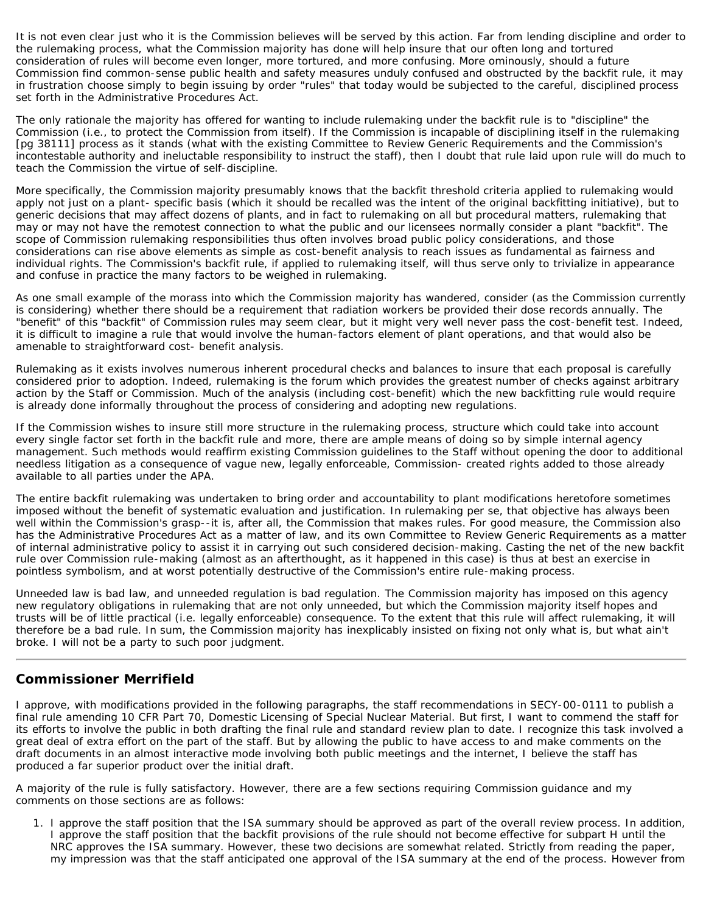It is not even clear just who it is the Commission believes will be served by this action. Far from lending discipline and order to the rulemaking process, what the Commission majority has done will help insure that our often long and tortured consideration of rules will become even longer, more tortured, and more confusing. More ominously, should a future Commission find common-sense public health and safety measures unduly confused and obstructed by the backfit rule, it may in frustration choose simply to begin issuing by order "rules" that today would be subjected to the careful, disciplined process set forth in the Administrative Procedures Act.

The only rationale the majority has offered for wanting to include rulemaking under the backfit rule is to "discipline" the Commission (i.e., to protect the Commission from itself). If the Commission is incapable of disciplining itself in the rulemaking [pg 38111] process as it stands (what with the existing Committee to Review Generic Requirements and the Commission's incontestable authority and ineluctable responsibility to instruct the staff), then I doubt that rule laid upon rule will do much to teach the Commission the virtue of self-discipline.

More specifically, the Commission majority presumably knows that the backfit threshold criteria applied to rulemaking would apply not just on a plant- specific basis (which it should be recalled was the intent of the original backfitting initiative), but to generic decisions that may affect dozens of plants, and in fact to rulemaking on all but procedural matters, rulemaking that may or may not have the remotest connection to what the public and our licensees normally consider a plant "backfit". The scope of Commission rulemaking responsibilities thus often involves broad public policy considerations, and those considerations can rise above elements as simple as cost-benefit analysis to reach issues as fundamental as fairness and individual rights. The Commission's backfit rule, if applied to rulemaking itself, will thus serve only to trivialize in appearance and confuse in practice the many factors to be weighed in rulemaking.

As one small example of the morass into which the Commission majority has wandered, consider (as the Commission currently is considering) whether there should be a requirement that radiation workers be provided their dose records annually. The "benefit" of this "backfit" of Commission rules may seem clear, but it might very well never pass the cost-benefit test. Indeed, it is difficult to imagine a rule that would involve the human-factors element of plant operations, and that would also be amenable to straightforward cost- benefit analysis.

Rulemaking as it exists involves numerous inherent procedural checks and balances to insure that each proposal is carefully considered prior to adoption. Indeed, rulemaking is the forum which provides the greatest number of checks against arbitrary action by the Staff or Commission. Much of the analysis (including cost-benefit) which the new backfitting rule would require is already done informally throughout the process of considering and adopting new regulations.

If the Commission wishes to insure still more structure in the rulemaking process, structure which could take into account every single factor set forth in the backfit rule and more, there are ample means of doing so by simple internal agency management. Such methods would reaffirm existing Commission guidelines to the Staff without opening the door to additional needless litigation as a consequence of vague new, legally enforceable, Commission- created rights added to those already available to all parties under the APA.

The entire backfit rulemaking was undertaken to bring order and accountability to plant modifications heretofore sometimes imposed without the benefit of systematic evaluation and justification. In rulemaking per se, that objective has always been well within the Commission's grasp--it is, after all, the Commission that makes rules. For good measure, the Commission also has the Administrative Procedures Act as a matter of law, and its own Committee to Review Generic Requirements as a matter of internal administrative policy to assist it in carrying out such considered decision-making. Casting the net of the new backfit rule over Commission rule-making (almost as an afterthought, as it happened in this case) is thus at best an exercise in pointless symbolism, and at worst potentially destructive of the Commission's entire rule-making process.

Unneeded law is bad law, and unneeded regulation is bad regulation. The Commission majority has imposed on this agency new regulatory obligations in rulemaking that are not only unneeded, but which the Commission majority itself hopes and trusts will be of little practical (i.e. legally enforceable) consequence. To the extent that this rule will affect rulemaking, it will therefore be a bad rule. In sum, the Commission majority has inexplicably insisted on fixing not only what is, but what ain't broke. I will not be a party to such poor judgment.

---

## Commissioner Merrifield

I approve, with modifications provided in the following paragraphs, the staff recommendations in SECY-00-0111 to publish a final rule amending 10 CFR Part 70, Domestic Licensing of Special Nuclear Material. But first, I want to commend the staff for its efforts to involve the public in both drafting the final rule and standard review plan to date. I recognize this task involved a great deal of extra effort on the part of the staff. But by allowing the public to have access to and make comments on the draft documents in an almost interactive mode involving both public meetings and the internet, I believe the staff has produced a far superior product over the initial draft.

A majority of the rule is fully satisfactory. However, there are a few sections requiring Commission guidance and my comments on those sections are as follows:

1. I approve the staff position that the ISA summary should be approved as part of the overall review process. In addition, I approve the staff position that the backfit provisions of the rule should not become effective for subpart H until the NRC approves the ISA summary. However, these two decisions are somewhat related. Strictly from reading the paper, my impression was that the staff anticipated one approval of the ISA summary at the end of the process. However from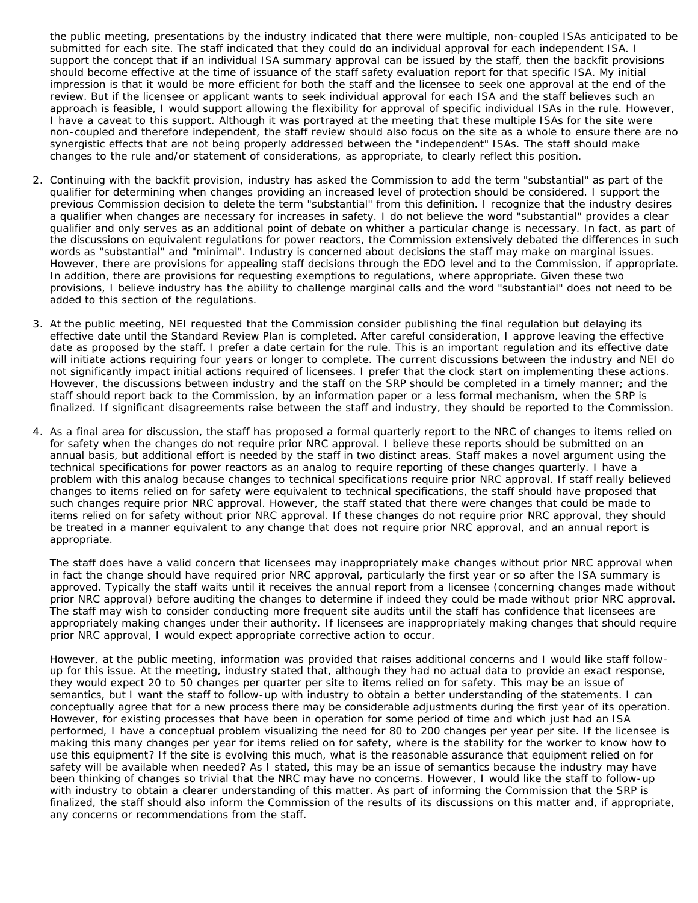the public meeting, presentations by the industry indicated that there were multiple, non-coupled ISAs anticipated to be submitted for each site. The staff indicated that they could do an individual approval for each independent ISA. I support the concept that if an individual ISA summary approval can be issued by the staff, then the backfit provisions should become effective at the time of issuance of the staff safety evaluation report for that specific ISA. My initial impression is that it would be more efficient for both the staff and the licensee to seek one approval at the end of the review. But if the licensee or applicant wants to seek individual approval for each ISA and the staff believes such an approach is feasible, I would support allowing the flexibility for approval of specific individual ISAs in the rule. However, I have a caveat to this support. Although it was portrayed at the meeting that these multiple ISAs for the site were non-coupled and therefore independent, the staff review should also focus on the site as a whole to ensure there are no synergistic effects that are not being properly addressed between the "independent" ISAs. The staff should make changes to the rule and/or statement of considerations, as appropriate, to clearly reflect this position.

2. Continuing with the backfit provision, industry has asked the Commission to add the term "substantial" as part of the qualifier for determining when changes providing an increased level of protection should be considered. I support the previous Commission decision to delete the term "substantial" from this definition. I recognize that the industry desires a qualifier when changes are necessary for increases in safety. I do not believe the word "substantial" provides a clear qualifier and only serves as an additional point of debate on whither a particular change is necessary. In fact, as part of the discussions on equivalent regulations for power reactors, the Commission extensively debated the differences in such words as "substantial" and "minimal". Industry is concerned about decisions the staff may make on marginal issues. However, there are provisions for appealing staff decisions through the EDO level and to the Commission, if appropriate. In addition, there are provisions for requesting exemptions to regulations, where appropriate. Given these two provisions, I believe industry has the ability to challenge marginal calls and the word "substantial" does not need to be added to this section of the regulations.

3. At the public meeting, NEI requested that the Commission consider publishing the final regulation but delaying its effective date until the Standard Review Plan is completed. After careful consideration, I approve leaving the effective date as proposed by the staff. I prefer a date certain for the rule. This is an important regulation and its effective date will initiate actions requiring four years or longer to complete. The current discussions between the industry and NEI do not significantly impact initial actions required of licensees. I prefer that the clock start on implementing these actions. However, the discussions between industry and the staff on the SRP should be completed in a timely manner; and the staff should report back to the Commission, by an information paper or a less formal mechanism, when the SRP is finalized. If significant disagreements raise between the staff and industry, they should be reported to the Commission.

4. As a final area for discussion, the staff has proposed a formal quarterly report to the NRC of changes to items relied on for safety when the changes do not require prior NRC approval. I believe these reports should be submitted on an annual basis, but additional effort is needed by the staff in two distinct areas. Staff makes a novel argument using the technical specifications for power reactors as an analog to require reporting of these changes quarterly. I have a problem with this analog because changes to technical specifications require prior NRC approval. If staff really believed changes to items relied on for safety were equivalent to technical specifications, the staff should have proposed that such changes require prior NRC approval. However, the staff stated that there were changes that could be made to items relied on for safety without prior NRC approval. If these changes do not require prior NRC approval, they should be treated in a manner equivalent to any change that does not require prior NRC approval, and an annual report is appropriate.

   The staff does have a valid concern that licensees may inappropriately make changes without prior NRC approval when in fact the change should have required prior NRC approval, particularly the first year or so after the ISA summary is approved. Typically the staff waits until it receives the annual report from a licensee (concerning changes made without prior NRC approval) before auditing the changes to determine if indeed they could be made without prior NRC approval. The staff may wish to consider conducting more frequent site audits until the staff has confidence that licensees are appropriately making changes under their authority. If licensees are inappropriately making changes that should require prior NRC approval, I would expect appropriate corrective action to occur.

   However, at the public meeting, information was provided that raises additional concerns and I would like staff follow-up for this issue. At the meeting, industry stated that, although they had no actual data to provide an exact response, they would expect 20 to 50 changes per quarter per site to items relied on for safety. This may be an issue of semantics, but I want the staff to follow-up with industry to obtain a better understanding of the statements. I can conceptually agree that for a new process there may be considerable adjustments during the first year of its operation. However, for existing processes that have been in operation for some period of time and which just had an ISA performed, I have a conceptual problem visualizing the need for 80 to 200 changes per year per site. If the licensee is making this many changes per year for items relied on for safety, where is the stability for the worker to know how to use this equipment? If the site is evolving this much, what is the reasonable assurance that equipment relied on for safety will be available when needed? As I stated, this may be an issue of semantics because the industry may have been thinking of changes so trivial that the NRC may have no concerns. However, I would like the staff to follow-up with industry to obtain a clearer understanding of this matter. As part of informing the Commission that the SRP is finalized, the staff should also inform the Commission of the results of its discussions on this matter and, if appropriate, any concerns or recommendations from the staff.